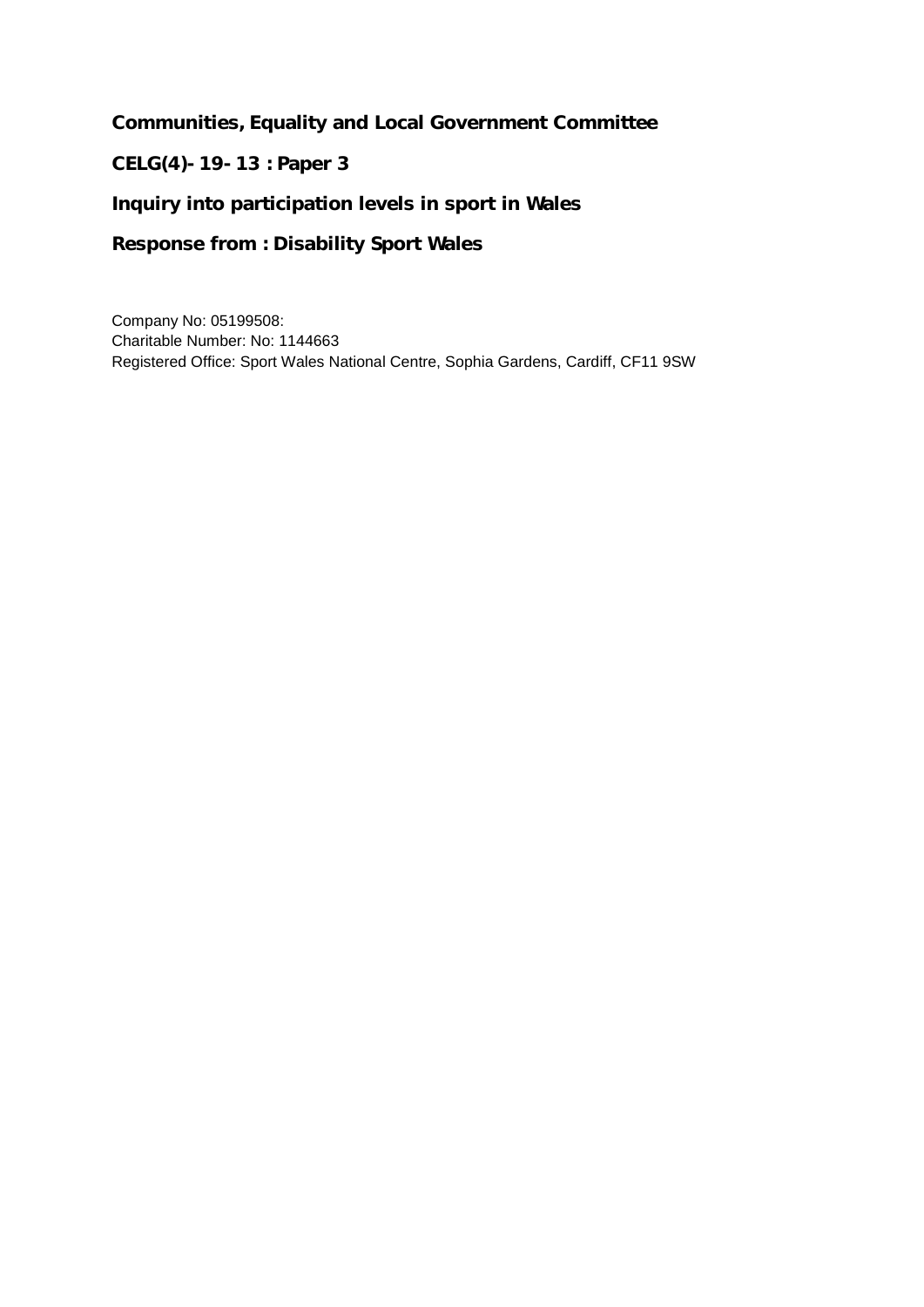**Communities, Equality and Local Government Committee**

**CELG(4)-19-13 : Paper 3**

**Inquiry into participation levels in sport in Wales**

**Response from : Disability Sport Wales**

Company No: 05199508:
Charitable Number: No: 1144663
Registered Office: Sport Wales National Centre, Sophia Gardens, Cardiff, CF11 9SW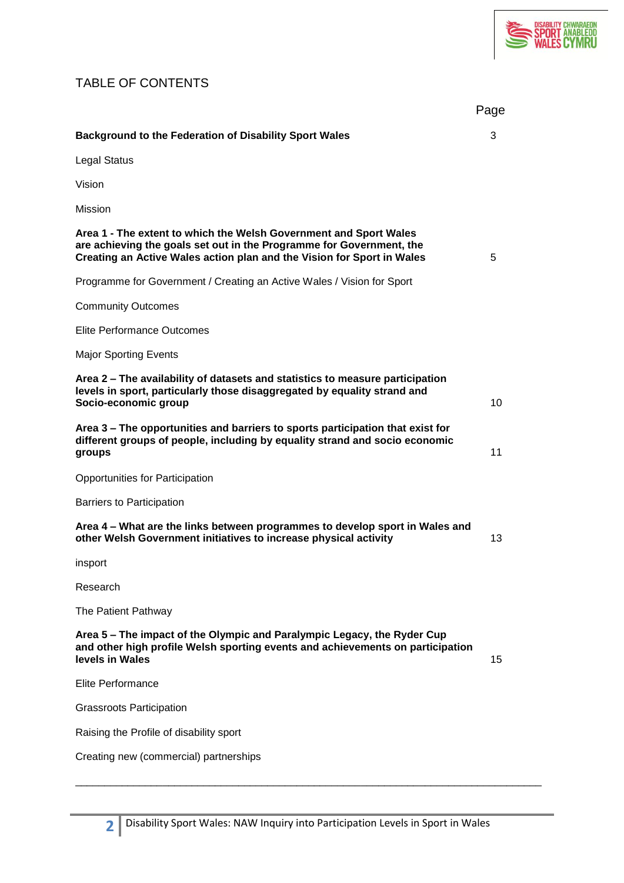# TABLE OF CONTENTS

| | Page |
|---|---|
| **Background to the Federation of Disability Sport Wales** | 3 |
| Legal Status | |
| Vision | |
| Mission | |
| **Area 1 - The extent to which the Welsh Government and Sport Wales are achieving the goals set out in the Programme for Government, the Creating an Active Wales action plan and the Vision for Sport in Wales** | 5 |
| Programme for Government / Creating an Active Wales / Vision for Sport | |
| Community Outcomes | |
| Elite Performance Outcomes | |
| Major Sporting Events | |
| **Area 2 – The availability of datasets and statistics to measure participation levels in sport, particularly those disaggregated by equality strand and Socio-economic group** | 10 |
| **Area 3 – The opportunities and barriers to sports participation that exist for different groups of people, including by equality strand and socio economic groups** | 11 |
| Opportunities for Participation | |
| Barriers to Participation | |
| **Area 4 – What are the links between programmes to develop sport in Wales and other Welsh Government initiatives to increase physical activity** | 13 |
| insport | |
| Research | |
| The Patient Pathway | |
| **Area 5 – The impact of the Olympic and Paralympic Legacy, the Ryder Cup and other high profile Welsh sporting events and achievements on participation levels in Wales** | 15 |
| Elite Performance | |
| Grassroots Participation | |
| Raising the Profile of disability sport | |
| Creating new (commercial) partnerships | |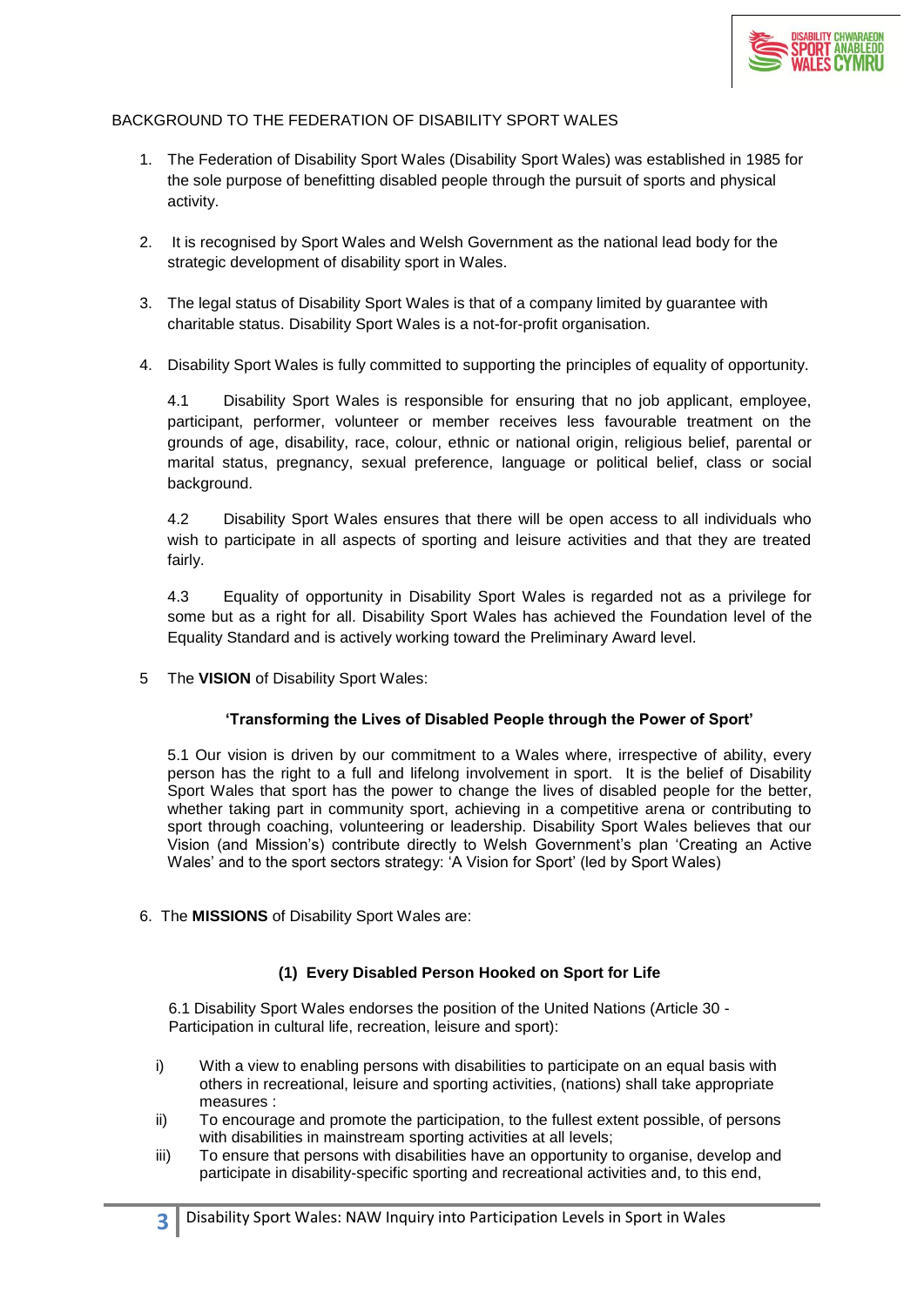BACKGROUND TO THE FEDERATION OF DISABILITY SPORT WALES

1. The Federation of Disability Sport Wales (Disability Sport Wales) was established in 1985 for the sole purpose of benefitting disabled people through the pursuit of sports and physical activity.

2. It is recognised by Sport Wales and Welsh Government as the national lead body for the strategic development of disability sport in Wales.

3. The legal status of Disability Sport Wales is that of a company limited by guarantee with charitable status. Disability Sport Wales is a not-for-profit organisation.

4. Disability Sport Wales is fully committed to supporting the principles of equality of opportunity.

   4.1 Disability Sport Wales is responsible for ensuring that no job applicant, employee, participant, performer, volunteer or member receives less favourable treatment on the grounds of age, disability, race, colour, ethnic or national origin, religious belief, parental or marital status, pregnancy, sexual preference, language or political belief, class or social background.

   4.2 Disability Sport Wales ensures that there will be open access to all individuals who wish to participate in all aspects of sporting and leisure activities and that they are treated fairly.

   4.3 Equality of opportunity in Disability Sport Wales is regarded not as a privilege for some but as a right for all. Disability Sport Wales has achieved the Foundation level of the Equality Standard and is actively working toward the Preliminary Award level.

5 The **VISION** of Disability Sport Wales:

**'Transforming the Lives of Disabled People through the Power of Sport'**

5.1 Our vision is driven by our commitment to a Wales where, irrespective of ability, every person has the right to a full and lifelong involvement in sport. It is the belief of Disability Sport Wales that sport has the power to change the lives of disabled people for the better, whether taking part in community sport, achieving in a competitive arena or contributing to sport through coaching, volunteering or leadership. Disability Sport Wales believes that our Vision (and Mission's) contribute directly to Welsh Government's plan 'Creating an Active Wales' and to the sport sectors strategy: 'A Vision for Sport' (led by Sport Wales)

6. The **MISSIONS** of Disability Sport Wales are:

**(1) Every Disabled Person Hooked on Sport for Life**

6.1 Disability Sport Wales endorses the position of the United Nations (Article 30 - Participation in cultural life, recreation, leisure and sport):

i) With a view to enabling persons with disabilities to participate on an equal basis with others in recreational, leisure and sporting activities, (nations) shall take appropriate measures :
ii) To encourage and promote the participation, to the fullest extent possible, of persons with disabilities in mainstream sporting activities at all levels;
iii) To ensure that persons with disabilities have an opportunity to organise, develop and participate in disability-specific sporting and recreational activities and, to this end,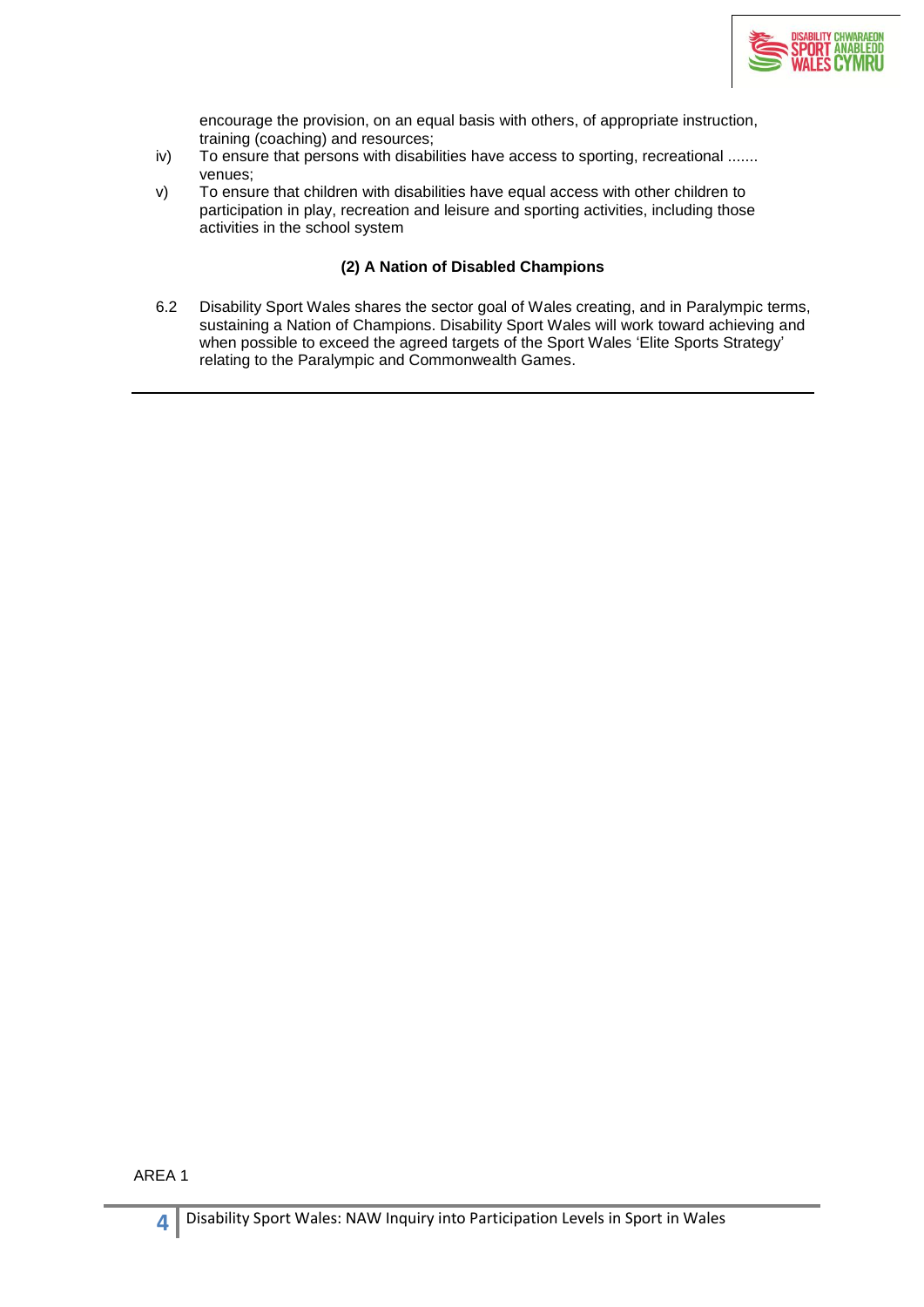encourage the provision, on an equal basis with others, of appropriate instruction, training (coaching) and resources;

iv) To ensure that persons with disabilities have access to sporting, recreational ....... venues;

v) To ensure that children with disabilities have equal access with other children to participation in play, recreation and leisure and sporting activities, including those activities in the school system

**(2) A Nation of Disabled Champions**

6.2 Disability Sport Wales shares the sector goal of Wales creating, and in Paralympic terms, sustaining a Nation of Champions. Disability Sport Wales will work toward achieving and when possible to exceed the agreed targets of the Sport Wales 'Elite Sports Strategy' relating to the Paralympic and Commonwealth Games.

---

AREA 1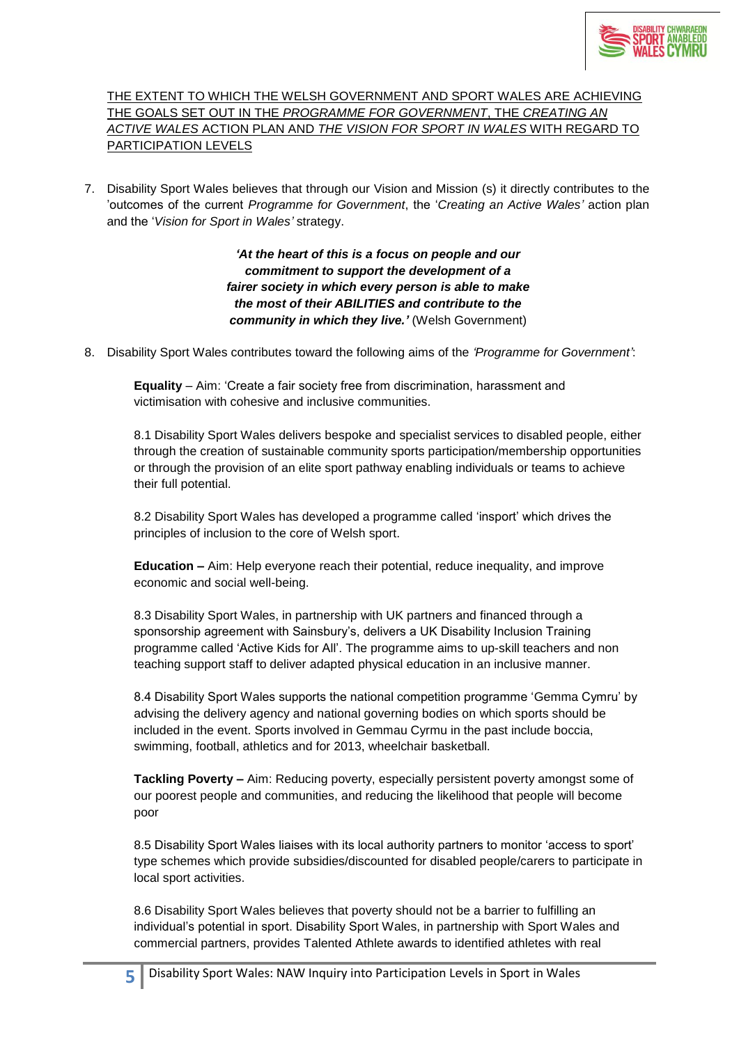<u>THE EXTENT TO WHICH THE WELSH GOVERNMENT AND SPORT WALES ARE ACHIEVING THE GOALS SET OUT IN THE *PROGRAMME FOR GOVERNMENT*, THE *CREATING AN ACTIVE WALES* ACTION PLAN AND *THE VISION FOR SPORT IN WALES* WITH REGARD TO PARTICIPATION LEVELS</u>

7. Disability Sport Wales believes that through our Vision and Mission (s) it directly contributes to the 'outcomes of the current *Programme for Government*, the '*Creating an Active Wales'* action plan and the '*Vision for Sport in Wales'* strategy.

> ***'At the heart of this is a focus on people and our commitment to support the development of a fairer society in which every person is able to make the most of their ABILITIES and contribute to the community in which they live.'*** (Welsh Government)

8. Disability Sport Wales contributes toward the following aims of the *'Programme for Government'*:

   **Equality** – Aim: 'Create a fair society free from discrimination, harassment and victimisation with cohesive and inclusive communities.

   8.1 Disability Sport Wales delivers bespoke and specialist services to disabled people, either through the creation of sustainable community sports participation/membership opportunities or through the provision of an elite sport pathway enabling individuals or teams to achieve their full potential.

   8.2 Disability Sport Wales has developed a programme called 'insport' which drives the principles of inclusion to the core of Welsh sport.

   **Education –** Aim: Help everyone reach their potential, reduce inequality, and improve economic and social well-being.

   8.3 Disability Sport Wales, in partnership with UK partners and financed through a sponsorship agreement with Sainsbury's, delivers a UK Disability Inclusion Training programme called 'Active Kids for All'. The programme aims to up-skill teachers and non teaching support staff to deliver adapted physical education in an inclusive manner.

   8.4 Disability Sport Wales supports the national competition programme 'Gemma Cymru' by advising the delivery agency and national governing bodies on which sports should be included in the event. Sports involved in Gemmau Cyrmu in the past include boccia, swimming, football, athletics and for 2013, wheelchair basketball.

   **Tackling Poverty –** Aim: Reducing poverty, especially persistent poverty amongst some of our poorest people and communities, and reducing the likelihood that people will become poor

   8.5 Disability Sport Wales liaises with its local authority partners to monitor 'access to sport' type schemes which provide subsidies/discounted for disabled people/carers to participate in local sport activities.

   8.6 Disability Sport Wales believes that poverty should not be a barrier to fulfilling an individual's potential in sport. Disability Sport Wales, in partnership with Sport Wales and commercial partners, provides Talented Athlete awards to identified athletes with real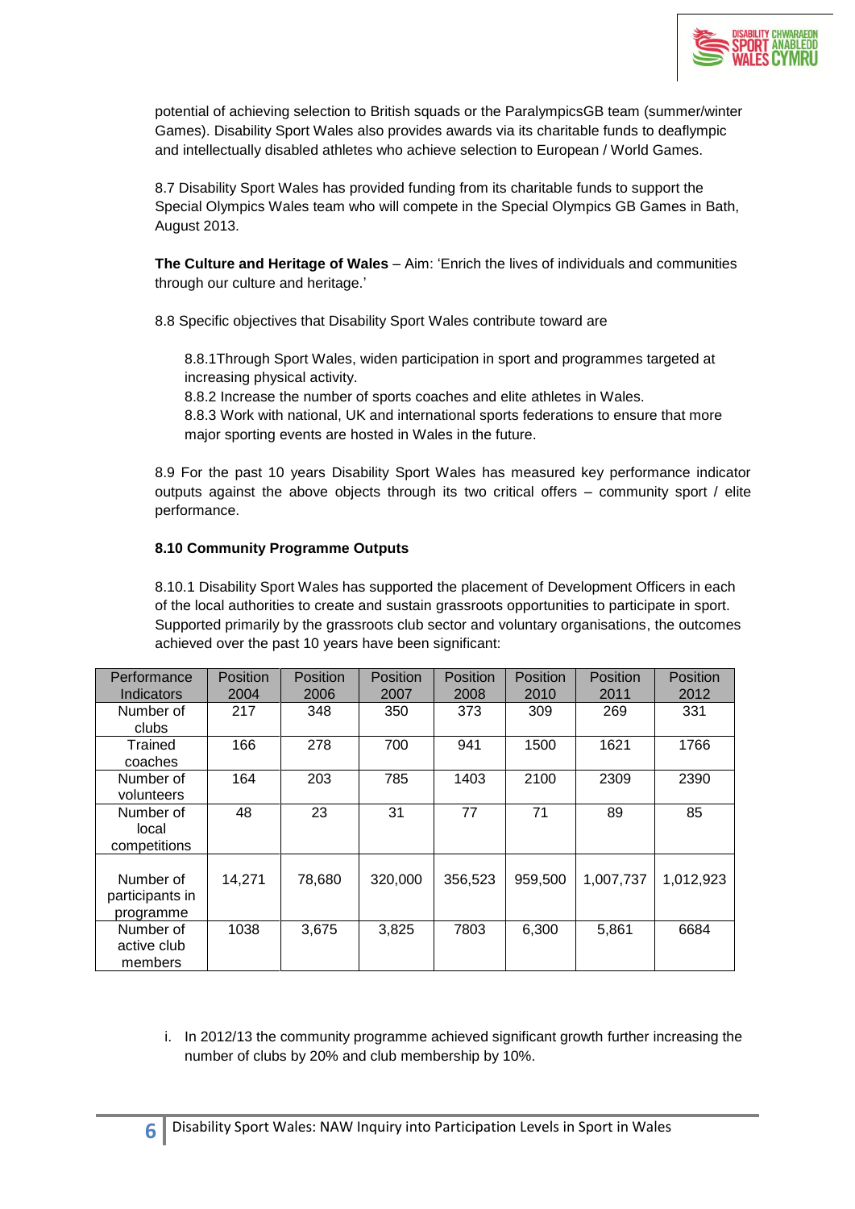potential of achieving selection to British squads or the ParalympicsGB team (summer/winter Games). Disability Sport Wales also provides awards via its charitable funds to deaflympic and intellectually disabled athletes who achieve selection to European / World Games.

8.7 Disability Sport Wales has provided funding from its charitable funds to support the Special Olympics Wales team who will compete in the Special Olympics GB Games in Bath, August 2013.

**The Culture and Heritage of Wales** – Aim: 'Enrich the lives of individuals and communities through our culture and heritage.'

8.8 Specific objectives that Disability Sport Wales contribute toward are

8.8.1Through Sport Wales, widen participation in sport and programmes targeted at increasing physical activity.
8.8.2 Increase the number of sports coaches and elite athletes in Wales.
8.8.3 Work with national, UK and international sports federations to ensure that more major sporting events are hosted in Wales in the future.

8.9 For the past 10 years Disability Sport Wales has measured key performance indicator outputs against the above objects through its two critical offers – community sport / elite performance.

**8.10 Community Programme Outputs**

8.10.1 Disability Sport Wales has supported the placement of Development Officers in each of the local authorities to create and sustain grassroots opportunities to participate in sport. Supported primarily by the grassroots club sector and voluntary organisations, the outcomes achieved over the past 10 years have been significant:

| Performance Indicators | Position 2004 | Position 2006 | Position 2007 | Position 2008 | Position 2010 | Position 2011 | Position 2012 |
|---|---|---|---|---|---|---|---|
| Number of clubs | 217 | 348 | 350 | 373 | 309 | 269 | 331 |
| Trained coaches | 166 | 278 | 700 | 941 | 1500 | 1621 | 1766 |
| Number of volunteers | 164 | 203 | 785 | 1403 | 2100 | 2309 | 2390 |
| Number of local competitions | 48 | 23 | 31 | 77 | 71 | 89 | 85 |
| Number of participants in programme | 14,271 | 78,680 | 320,000 | 356,523 | 959,500 | 1,007,737 | 1,012,923 |
| Number of active club members | 1038 | 3,675 | 3,825 | 7803 | 6,300 | 5,861 | 6684 |

i. In 2012/13 the community programme achieved significant growth further increasing the number of clubs by 20% and club membership by 10%.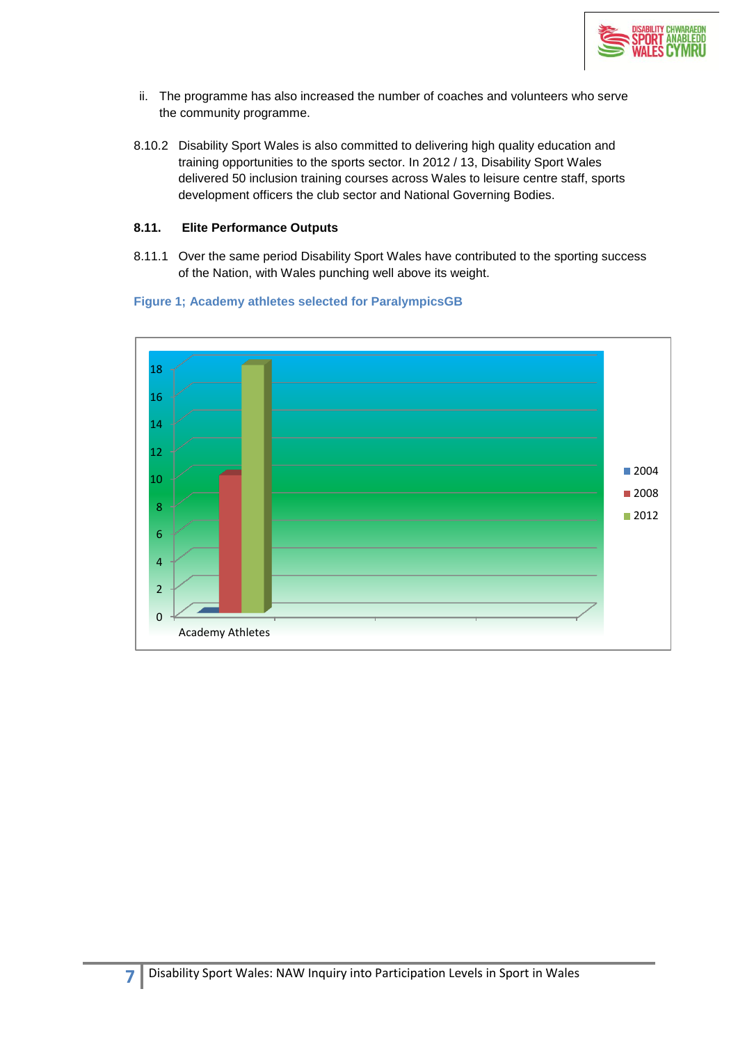ii. The programme has also increased the number of coaches and volunteers who serve the community programme.

8.10.2 Disability Sport Wales is also committed to delivering high quality education and training opportunities to the sports sector. In 2012 / 13, Disability Sport Wales delivered 50 inclusion training courses across Wales to leisure centre staff, sports development officers the club sector and National Governing Bodies.

### 8.11. Elite Performance Outputs

8.11.1 Over the same period Disability Sport Wales have contributed to the sporting success of the Nation, with Wales punching well above its weight.

**Figure 1; Academy athletes selected for ParalympicsGB**

|  | 2004 | 2008 | 2012 |
|---|---|---|---|
| Academy Athletes | 0 | 10 | 18 |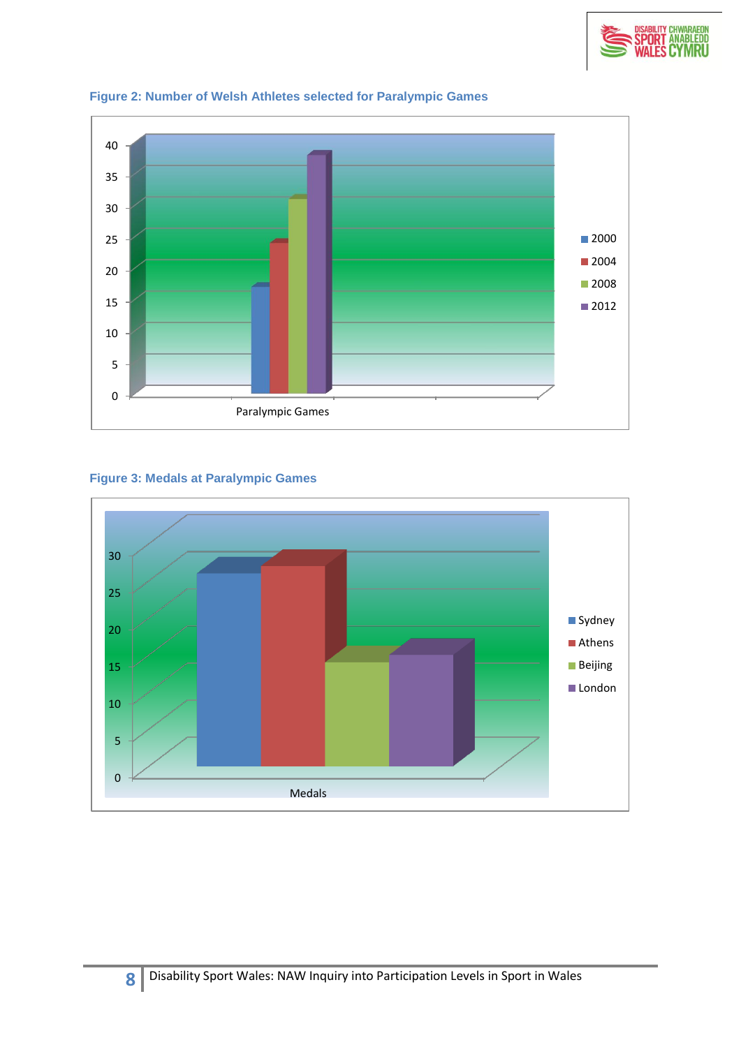**Figure 2: Number of Welsh Athletes selected for Paralympic Games**

**Figure 3: Medals at Paralympic Games**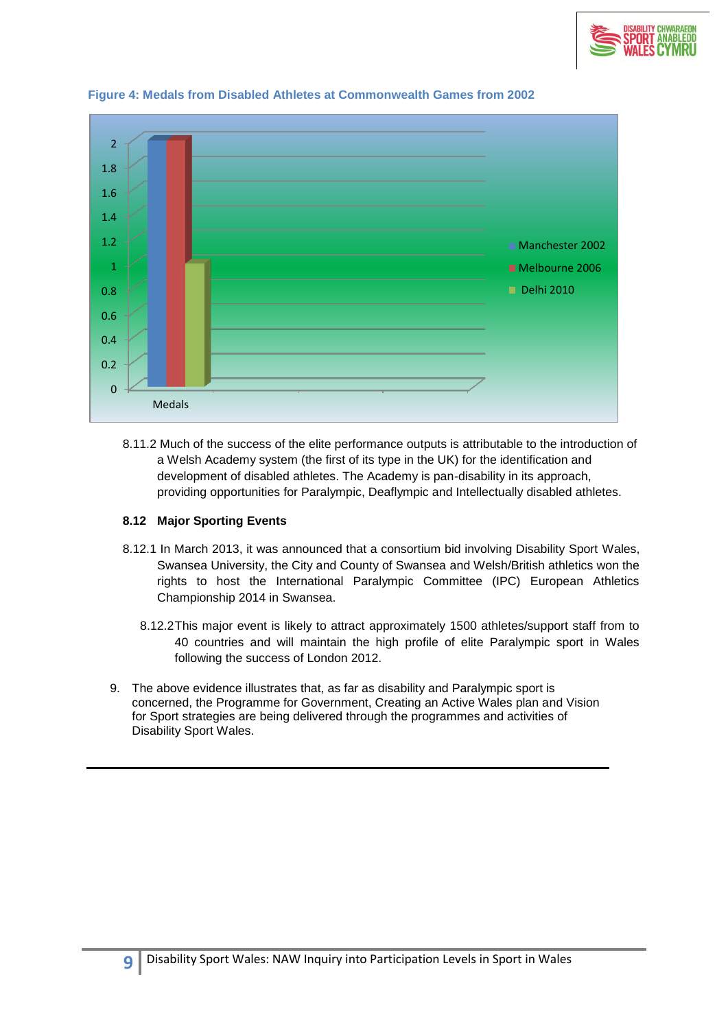**Figure 4: Medals from Disabled Athletes at Commonwealth Games from 2002**

| | Manchester 2002 | Melbourne 2006 | Delhi 2010 |
|---|---|---|---|
| Medals | 2 | 2 | 1 |

8.11.2 Much of the success of the elite performance outputs is attributable to the introduction of a Welsh Academy system (the first of its type in the UK) for the identification and development of disabled athletes. The Academy is pan-disability in its approach, providing opportunities for Paralympic, Deaflympic and Intellectually disabled athletes.

### 8.12 Major Sporting Events

8.12.1 In March 2013, it was announced that a consortium bid involving Disability Sport Wales, Swansea University, the City and County of Swansea and Welsh/British athletics won the rights to host the International Paralympic Committee (IPC) European Athletics Championship 2014 in Swansea.

8.12.2 This major event is likely to attract approximately 1500 athletes/support staff from to 40 countries and will maintain the high profile of elite Paralympic sport in Wales following the success of London 2012.

9. The above evidence illustrates that, as far as disability and Paralympic sport is concerned, the Programme for Government, Creating an Active Wales plan and Vision for Sport strategies are being delivered through the programmes and activities of Disability Sport Wales.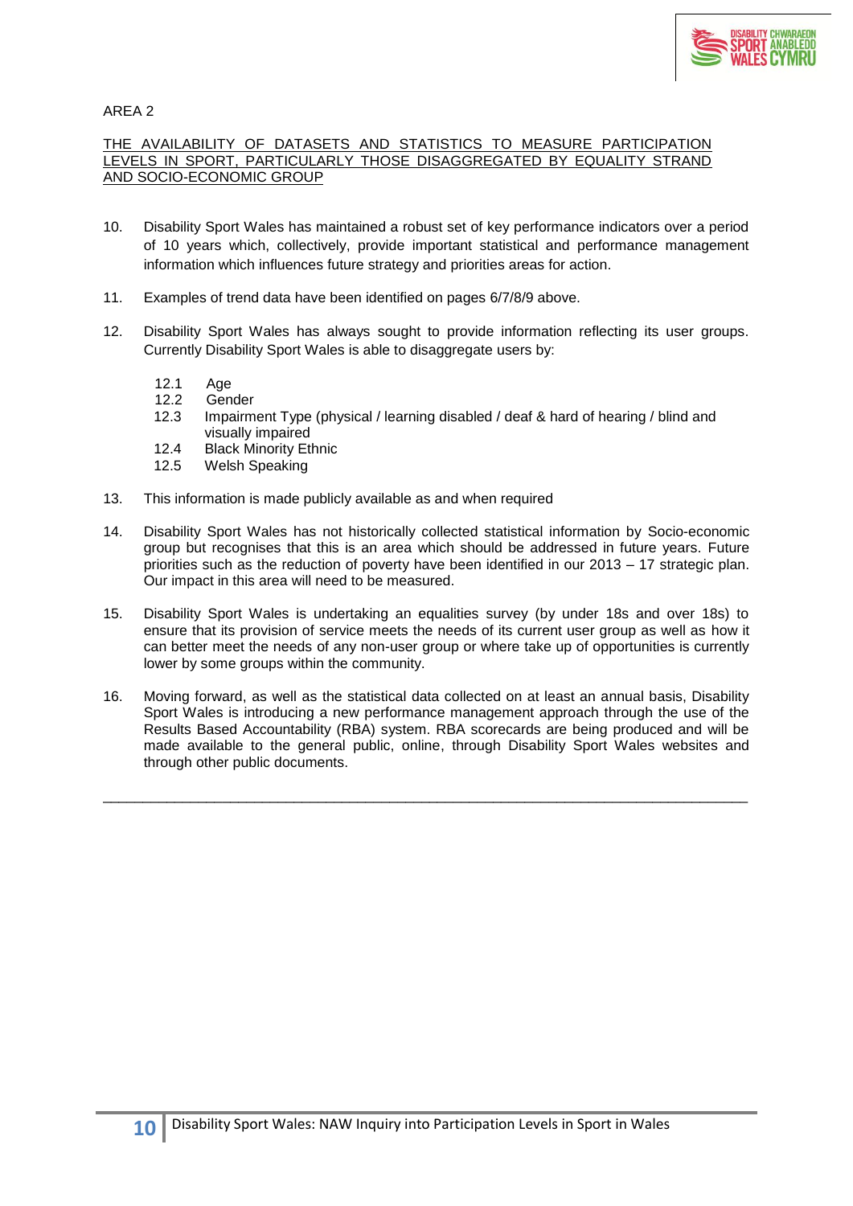AREA 2

THE AVAILABILITY OF DATASETS AND STATISTICS TO MEASURE PARTICIPATION LEVELS IN SPORT, PARTICULARLY THOSE DISAGGREGATED BY EQUALITY STRAND AND SOCIO-ECONOMIC GROUP

10. Disability Sport Wales has maintained a robust set of key performance indicators over a period of 10 years which, collectively, provide important statistical and performance management information which influences future strategy and priorities areas for action.

11. Examples of trend data have been identified on pages 6/7/8/9 above.

12. Disability Sport Wales has always sought to provide information reflecting its user groups. Currently Disability Sport Wales is able to disaggregate users by:

    12.1 Age
    12.2 Gender
    12.3 Impairment Type (physical / learning disabled / deaf & hard of hearing / blind and visually impaired
    12.4 Black Minority Ethnic
    12.5 Welsh Speaking

13. This information is made publicly available as and when required

14. Disability Sport Wales has not historically collected statistical information by Socio-economic group but recognises that this is an area which should be addressed in future years. Future priorities such as the reduction of poverty have been identified in our 2013 – 17 strategic plan. Our impact in this area will need to be measured.

15. Disability Sport Wales is undertaking an equalities survey (by under 18s and over 18s) to ensure that its provision of service meets the needs of its current user group as well as how it can better meet the needs of any non-user group or where take up of opportunities is currently lower by some groups within the community.

16. Moving forward, as well as the statistical data collected on at least an annual basis, Disability Sport Wales is introducing a new performance management approach through the use of the Results Based Accountability (RBA) system. RBA scorecards are being produced and will be made available to the general public, online, through Disability Sport Wales websites and through other public documents.

---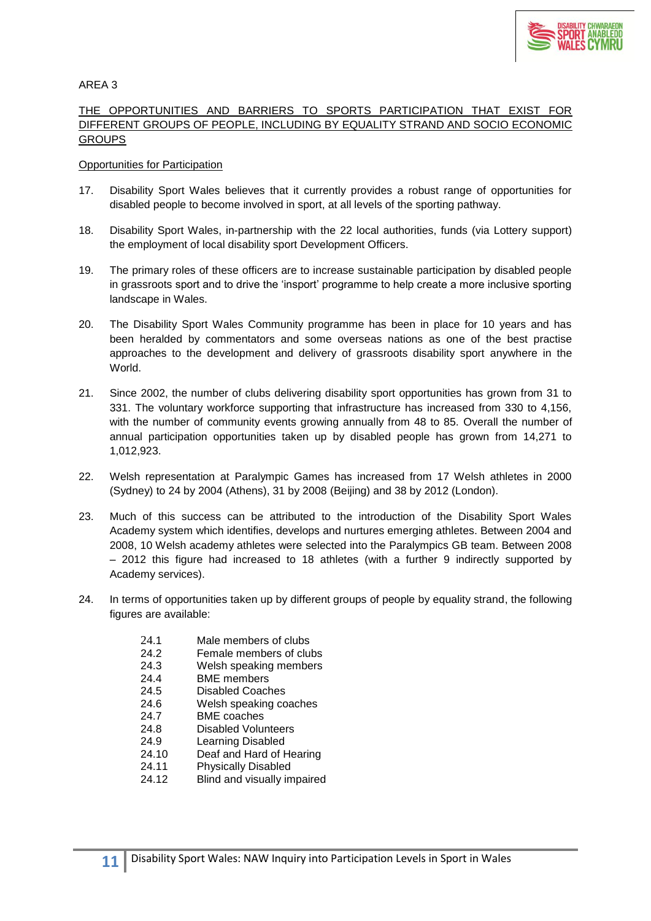AREA 3

<u>THE OPPORTUNITIES AND BARRIERS TO SPORTS PARTICIPATION THAT EXIST FOR DIFFERENT GROUPS OF PEOPLE, INCLUDING BY EQUALITY STRAND AND SOCIO ECONOMIC GROUPS</u>

<u>Opportunities for Participation</u>

17. Disability Sport Wales believes that it currently provides a robust range of opportunities for disabled people to become involved in sport, at all levels of the sporting pathway.

18. Disability Sport Wales, in-partnership with the 22 local authorities, funds (via Lottery support) the employment of local disability sport Development Officers.

19. The primary roles of these officers are to increase sustainable participation by disabled people in grassroots sport and to drive the 'insport' programme to help create a more inclusive sporting landscape in Wales.

20. The Disability Sport Wales Community programme has been in place for 10 years and has been heralded by commentators and some overseas nations as one of the best practise approaches to the development and delivery of grassroots disability sport anywhere in the World.

21. Since 2002, the number of clubs delivering disability sport opportunities has grown from 31 to 331. The voluntary workforce supporting that infrastructure has increased from 330 to 4,156, with the number of community events growing annually from 48 to 85. Overall the number of annual participation opportunities taken up by disabled people has grown from 14,271 to 1,012,923.

22. Welsh representation at Paralympic Games has increased from 17 Welsh athletes in 2000 (Sydney) to 24 by 2004 (Athens), 31 by 2008 (Beijing) and 38 by 2012 (London).

23. Much of this success can be attributed to the introduction of the Disability Sport Wales Academy system which identifies, develops and nurtures emerging athletes. Between 2004 and 2008, 10 Welsh academy athletes were selected into the Paralympics GB team. Between 2008 – 2012 this figure had increased to 18 athletes (with a further 9 indirectly supported by Academy services).

24. In terms of opportunities taken up by different groups of people by equality strand, the following figures are available:

    24.1 Male members of clubs
    24.2 Female members of clubs
    24.3 Welsh speaking members
    24.4 BME members
    24.5 Disabled Coaches
    24.6 Welsh speaking coaches
    24.7 BME coaches
    24.8 Disabled Volunteers
    24.9 Learning Disabled
    24.10 Deaf and Hard of Hearing
    24.11 Physically Disabled
    24.12 Blind and visually impaired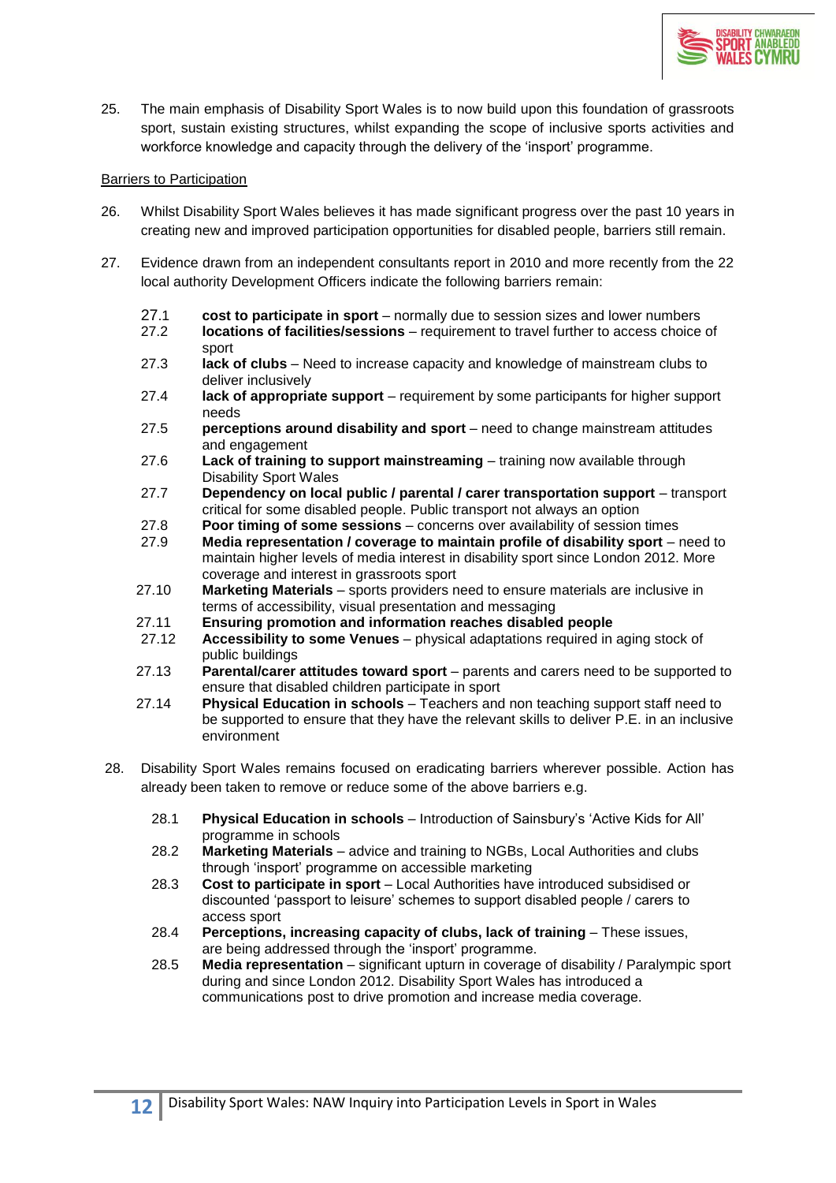25. The main emphasis of Disability Sport Wales is to now build upon this foundation of grassroots sport, sustain existing structures, whilst expanding the scope of inclusive sports activities and workforce knowledge and capacity through the delivery of the 'insport' programme.

<u>Barriers to Participation</u>

26. Whilst Disability Sport Wales believes it has made significant progress over the past 10 years in creating new and improved participation opportunities for disabled people, barriers still remain.

27. Evidence drawn from an independent consultants report in 2010 and more recently from the 22 local authority Development Officers indicate the following barriers remain:

    27.1 **cost to participate in sport** – normally due to session sizes and lower numbers
    27.2 **locations of facilities/sessions** – requirement to travel further to access choice of sport
    27.3 **lack of clubs** – Need to increase capacity and knowledge of mainstream clubs to deliver inclusively
    27.4 **lack of appropriate support** – requirement by some participants for higher support needs
    27.5 **perceptions around disability and sport** – need to change mainstream attitudes and engagement
    27.6 **Lack of training to support mainstreaming** – training now available through Disability Sport Wales
    27.7 **Dependency on local public / parental / carer transportation support** – transport critical for some disabled people. Public transport not always an option
    27.8 **Poor timing of some sessions** – concerns over availability of session times
    27.9 **Media representation / coverage to maintain profile of disability sport** – need to maintain higher levels of media interest in disability sport since London 2012. More coverage and interest in grassroots sport
    27.10 **Marketing Materials** – sports providers need to ensure materials are inclusive in terms of accessibility, visual presentation and messaging
    27.11 **Ensuring promotion and information reaches disabled people**
    27.12 **Accessibility to some Venues** – physical adaptations required in aging stock of public buildings
    27.13 **Parental/carer attitudes toward sport** – parents and carers need to be supported to ensure that disabled children participate in sport
    27.14 **Physical Education in schools** – Teachers and non teaching support staff need to be supported to ensure that they have the relevant skills to deliver P.E. in an inclusive environment

28. Disability Sport Wales remains focused on eradicating barriers wherever possible. Action has already been taken to remove or reduce some of the above barriers e.g.

    28.1 **Physical Education in schools** – Introduction of Sainsbury's 'Active Kids for All' programme in schools
    28.2 **Marketing Materials** – advice and training to NGBs, Local Authorities and clubs through 'insport' programme on accessible marketing
    28.3 **Cost to participate in sport** – Local Authorities have introduced subsidised or discounted 'passport to leisure' schemes to support disabled people / carers to access sport
    28.4 **Perceptions, increasing capacity of clubs, lack of training** – These issues, are being addressed through the 'insport' programme.
    28.5 **Media representation** – significant upturn in coverage of disability / Paralympic sport during and since London 2012. Disability Sport Wales has introduced a communications post to drive promotion and increase media coverage.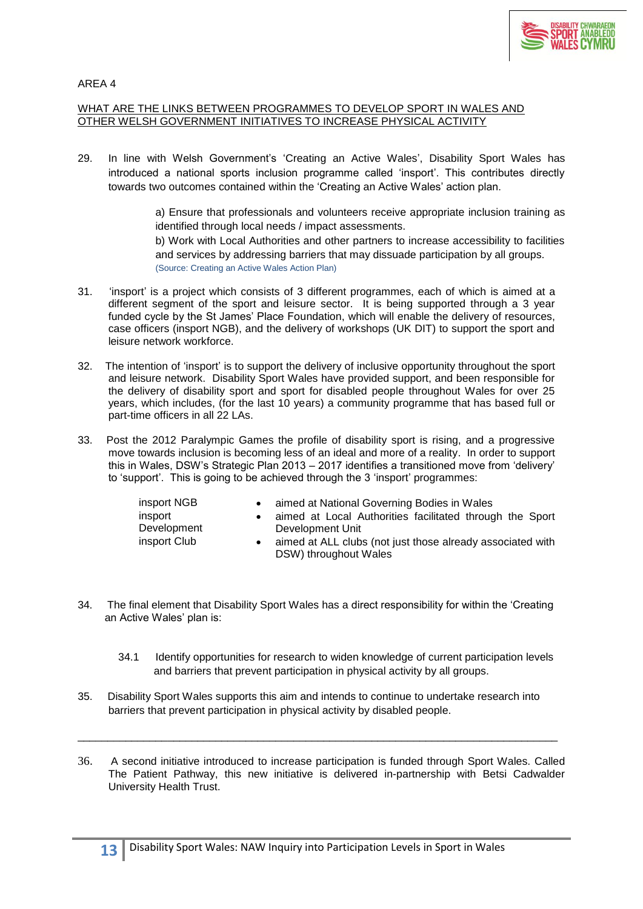AREA 4

## WHAT ARE THE LINKS BETWEEN PROGRAMMES TO DEVELOP SPORT IN WALES AND OTHER WELSH GOVERNMENT INITIATIVES TO INCREASE PHYSICAL ACTIVITY

29. In line with Welsh Government's 'Creating an Active Wales', Disability Sport Wales has introduced a national sports inclusion programme called 'insport'. This contributes directly towards two outcomes contained within the 'Creating an Active Wales' action plan.

    a) Ensure that professionals and volunteers receive appropriate inclusion training as identified through local needs / impact assessments.
    b) Work with Local Authorities and other partners to increase accessibility to facilities and services by addressing barriers that may dissuade participation by all groups.
    (Source: Creating an Active Wales Action Plan)

31. 'insport' is a project which consists of 3 different programmes, each of which is aimed at a different segment of the sport and leisure sector. It is being supported through a 3 year funded cycle by the St James' Place Foundation, which will enable the delivery of resources, case officers (insport NGB), and the delivery of workshops (UK DIT) to support the sport and leisure network workforce.

32. The intention of 'insport' is to support the delivery of inclusive opportunity throughout the sport and leisure network. Disability Sport Wales have provided support, and been responsible for the delivery of disability sport and sport for disabled people throughout Wales for over 25 years, which includes, (for the last 10 years) a community programme that has based full or part-time officers in all 22 LAs.

33. Post the 2012 Paralympic Games the profile of disability sport is rising, and a progressive move towards inclusion is becoming less of an ideal and more of a reality. In order to support this in Wales, DSW's Strategic Plan 2013 – 2017 identifies a transitioned move from 'delivery' to 'support'. This is going to be achieved through the 3 'insport' programmes:

| | |
|---|---|
| insport NGB | • aimed at National Governing Bodies in Wales |
| insport Development | • aimed at Local Authorities facilitated through the Sport Development Unit |
| insport Club | • aimed at ALL clubs (not just those already associated with DSW) throughout Wales |

34. The final element that Disability Sport Wales has a direct responsibility for within the 'Creating an Active Wales' plan is:

    34.1 Identify opportunities for research to widen knowledge of current participation levels and barriers that prevent participation in physical activity by all groups.

35. Disability Sport Wales supports this aim and intends to continue to undertake research into barriers that prevent participation in physical activity by disabled people.

---

36. A second initiative introduced to increase participation is funded through Sport Wales. Called The Patient Pathway, this new initiative is delivered in-partnership with Betsi Cadwalder University Health Trust.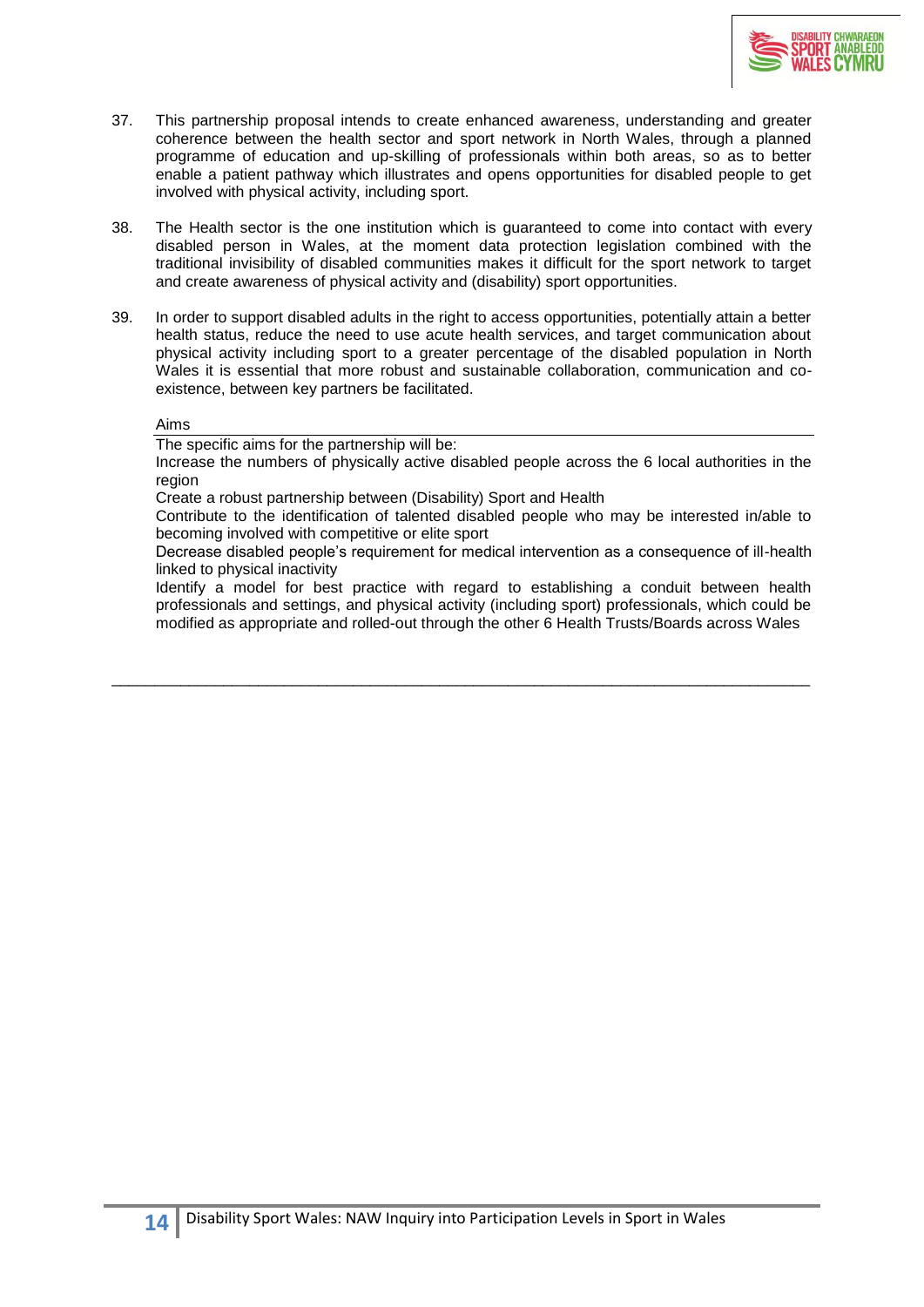37. This partnership proposal intends to create enhanced awareness, understanding and greater coherence between the health sector and sport network in North Wales, through a planned programme of education and up-skilling of professionals within both areas, so as to better enable a patient pathway which illustrates and opens opportunities for disabled people to get involved with physical activity, including sport.

38. The Health sector is the one institution which is guaranteed to come into contact with every disabled person in Wales, at the moment data protection legislation combined with the traditional invisibility of disabled communities makes it difficult for the sport network to target and create awareness of physical activity and (disability) sport opportunities.

39. In order to support disabled adults in the right to access opportunities, potentially attain a better health status, reduce the need to use acute health services, and target communication about physical activity including sport to a greater percentage of the disabled population in North Wales it is essential that more robust and sustainable collaboration, communication and co-existence, between key partners be facilitated.

Aims

The specific aims for the partnership will be:

Increase the numbers of physically active disabled people across the 6 local authorities in the region

Create a robust partnership between (Disability) Sport and Health

Contribute to the identification of talented disabled people who may be interested in/able to becoming involved with competitive or elite sport

Decrease disabled people's requirement for medical intervention as a consequence of ill-health linked to physical inactivity

Identify a model for best practice with regard to establishing a conduit between health professionals and settings, and physical activity (including sport) professionals, which could be modified as appropriate and rolled-out through the other 6 Health Trusts/Boards across Wales

---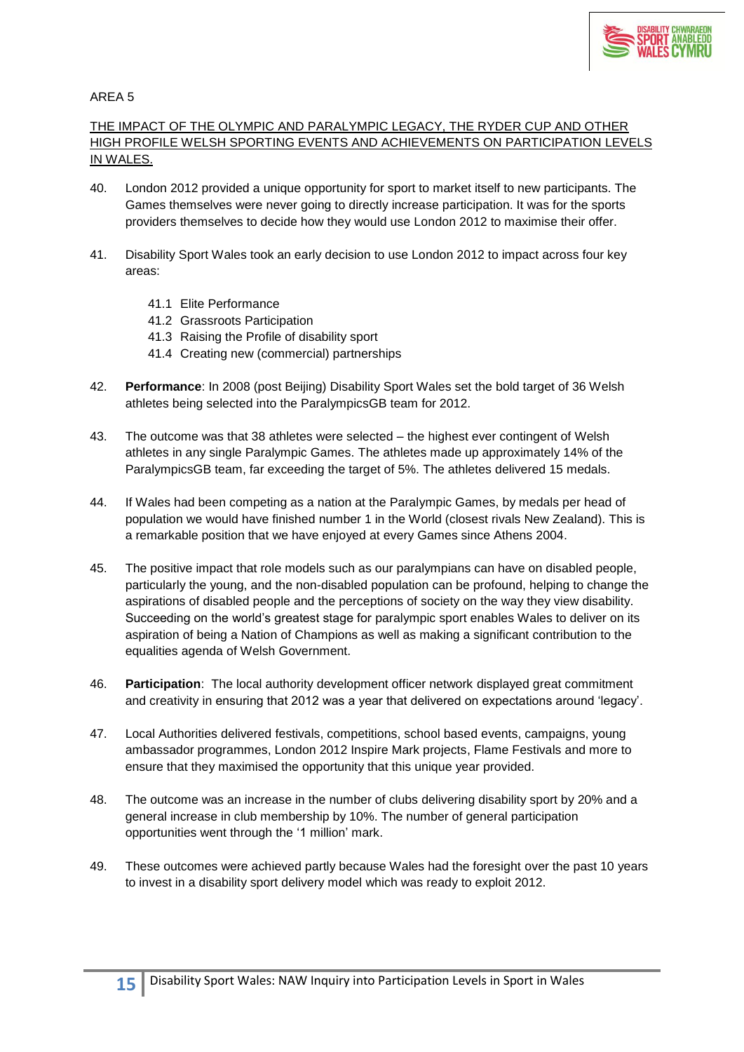AREA 5

<u>THE IMPACT OF THE OLYMPIC AND PARALYMPIC LEGACY, THE RYDER CUP AND OTHER HIGH PROFILE WELSH SPORTING EVENTS AND ACHIEVEMENTS ON PARTICIPATION LEVELS IN WALES.</u>

40. London 2012 provided a unique opportunity for sport to market itself to new participants. The Games themselves were never going to directly increase participation. It was for the sports providers themselves to decide how they would use London 2012 to maximise their offer.

41. Disability Sport Wales took an early decision to use London 2012 to impact across four key areas:

    41.1 Elite Performance
    41.2 Grassroots Participation
    41.3 Raising the Profile of disability sport
    41.4 Creating new (commercial) partnerships

42. **Performance**: In 2008 (post Beijing) Disability Sport Wales set the bold target of 36 Welsh athletes being selected into the ParalympicsGB team for 2012.

43. The outcome was that 38 athletes were selected – the highest ever contingent of Welsh athletes in any single Paralympic Games. The athletes made up approximately 14% of the ParalympicsGB team, far exceeding the target of 5%. The athletes delivered 15 medals.

44. If Wales had been competing as a nation at the Paralympic Games, by medals per head of population we would have finished number 1 in the World (closest rivals New Zealand). This is a remarkable position that we have enjoyed at every Games since Athens 2004.

45. The positive impact that role models such as our paralympians can have on disabled people, particularly the young, and the non-disabled population can be profound, helping to change the aspirations of disabled people and the perceptions of society on the way they view disability. Succeeding on the world's greatest stage for paralympic sport enables Wales to deliver on its aspiration of being a Nation of Champions as well as making a significant contribution to the equalities agenda of Welsh Government.

46. **Participation**: The local authority development officer network displayed great commitment and creativity in ensuring that 2012 was a year that delivered on expectations around 'legacy'.

47. Local Authorities delivered festivals, competitions, school based events, campaigns, young ambassador programmes, London 2012 Inspire Mark projects, Flame Festivals and more to ensure that they maximised the opportunity that this unique year provided.

48. The outcome was an increase in the number of clubs delivering disability sport by 20% and a general increase in club membership by 10%. The number of general participation opportunities went through the '1 million' mark.

49. These outcomes were achieved partly because Wales had the foresight over the past 10 years to invest in a disability sport delivery model which was ready to exploit 2012.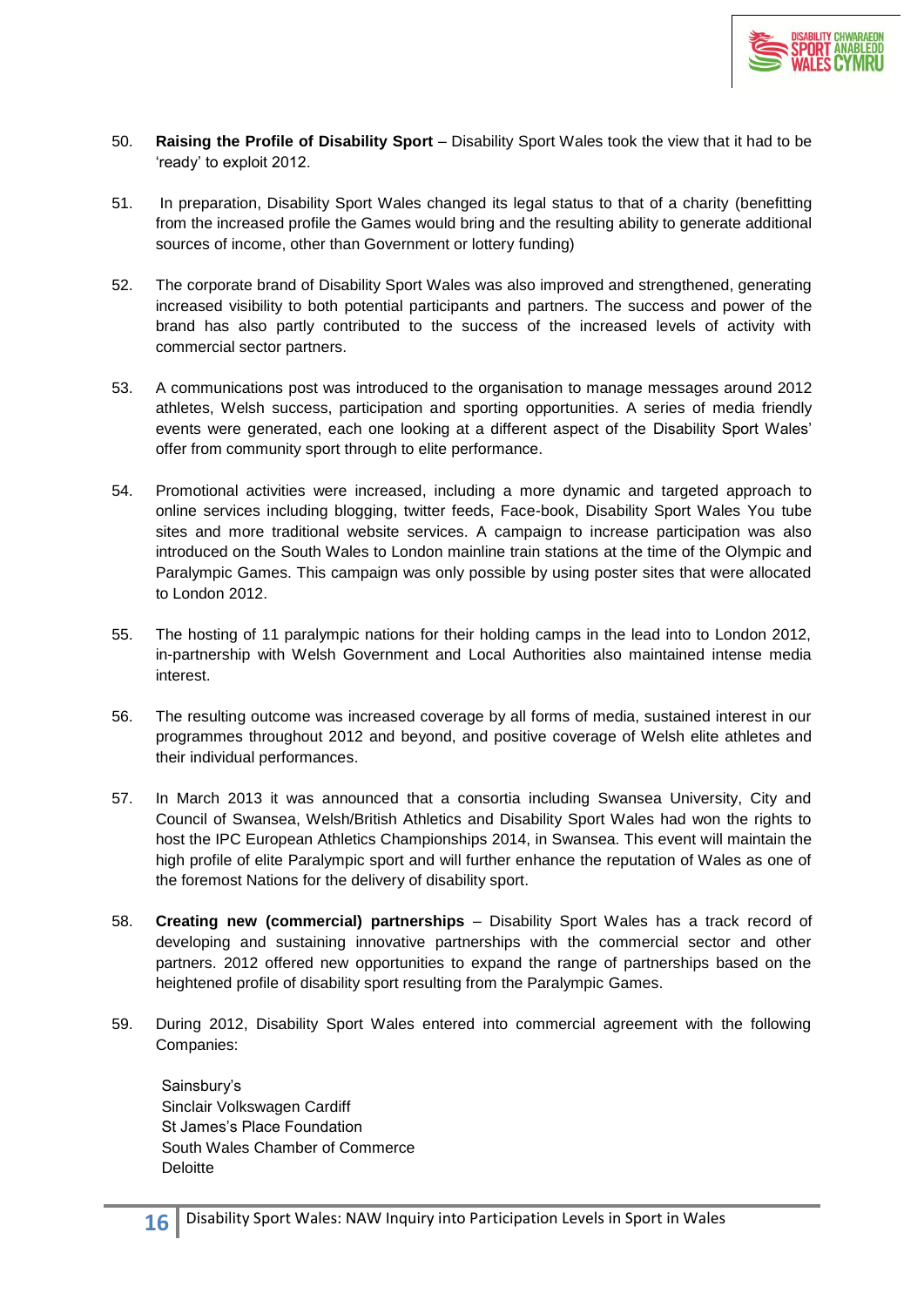50. **Raising the Profile of Disability Sport** – Disability Sport Wales took the view that it had to be 'ready' to exploit 2012.

51. In preparation, Disability Sport Wales changed its legal status to that of a charity (benefitting from the increased profile the Games would bring and the resulting ability to generate additional sources of income, other than Government or lottery funding)

52. The corporate brand of Disability Sport Wales was also improved and strengthened, generating increased visibility to both potential participants and partners. The success and power of the brand has also partly contributed to the success of the increased levels of activity with commercial sector partners.

53. A communications post was introduced to the organisation to manage messages around 2012 athletes, Welsh success, participation and sporting opportunities. A series of media friendly events were generated, each one looking at a different aspect of the Disability Sport Wales' offer from community sport through to elite performance.

54. Promotional activities were increased, including a more dynamic and targeted approach to online services including blogging, twitter feeds, Face-book, Disability Sport Wales You tube sites and more traditional website services. A campaign to increase participation was also introduced on the South Wales to London mainline train stations at the time of the Olympic and Paralympic Games. This campaign was only possible by using poster sites that were allocated to London 2012.

55. The hosting of 11 paralympic nations for their holding camps in the lead into to London 2012, in-partnership with Welsh Government and Local Authorities also maintained intense media interest.

56. The resulting outcome was increased coverage by all forms of media, sustained interest in our programmes throughout 2012 and beyond, and positive coverage of Welsh elite athletes and their individual performances.

57. In March 2013 it was announced that a consortia including Swansea University, City and Council of Swansea, Welsh/British Athletics and Disability Sport Wales had won the rights to host the IPC European Athletics Championships 2014, in Swansea. This event will maintain the high profile of elite Paralympic sport and will further enhance the reputation of Wales as one of the foremost Nations for the delivery of disability sport.

58. **Creating new (commercial) partnerships** – Disability Sport Wales has a track record of developing and sustaining innovative partnerships with the commercial sector and other partners. 2012 offered new opportunities to expand the range of partnerships based on the heightened profile of disability sport resulting from the Paralympic Games.

59. During 2012, Disability Sport Wales entered into commercial agreement with the following Companies:

    Sainsbury's
    Sinclair Volkswagen Cardiff
    St James's Place Foundation
    South Wales Chamber of Commerce
    Deloitte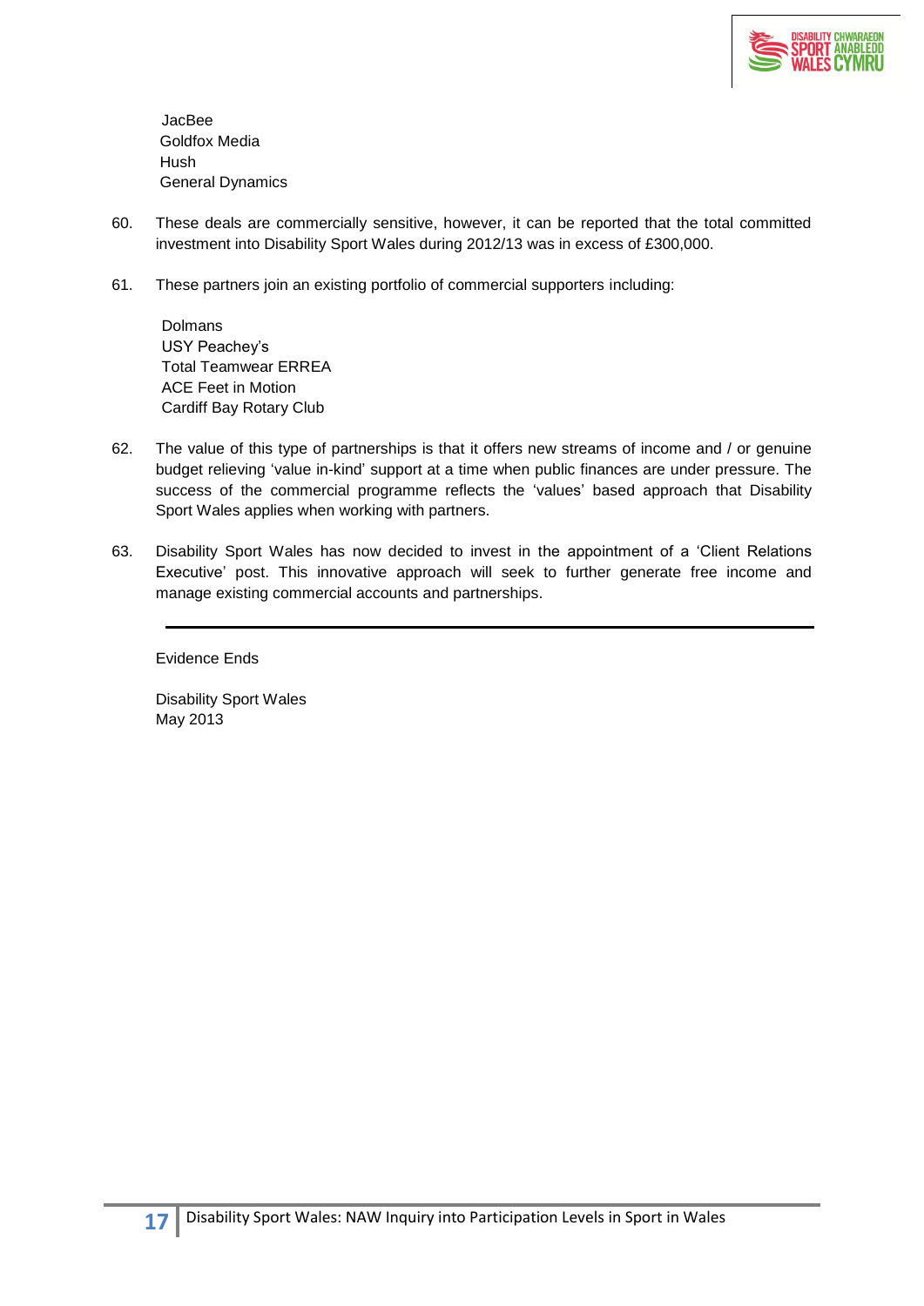JacBee
Goldfox Media
Hush
General Dynamics

60. These deals are commercially sensitive, however, it can be reported that the total committed investment into Disability Sport Wales during 2012/13 was in excess of £300,000.

61. These partners join an existing portfolio of commercial supporters including:

Dolmans
USY Peachey's
Total Teamwear ERREA
ACE Feet in Motion
Cardiff Bay Rotary Club

62. The value of this type of partnerships is that it offers new streams of income and / or genuine budget relieving 'value in-kind' support at a time when public finances are under pressure. The success of the commercial programme reflects the 'values' based approach that Disability Sport Wales applies when working with partners.

63. Disability Sport Wales has now decided to invest in the appointment of a 'Client Relations Executive' post. This innovative approach will seek to further generate free income and manage existing commercial accounts and partnerships.

---

Evidence Ends

Disability Sport Wales
May 2013